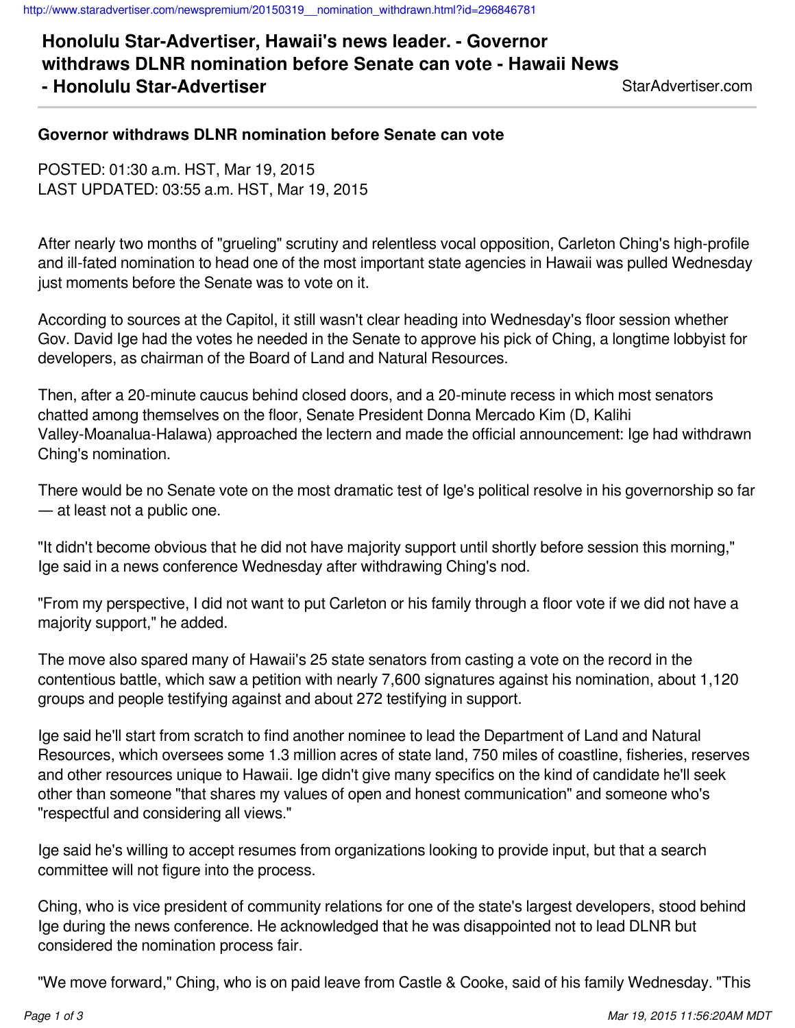# Honolulu Star-Advertiser, Hawaii's news leader. - Governor withdraws DLNR nomination before Senate can vote - Hawaii News - Honolulu Star-Advertiser

StarAdvertiser.com

## Governor withdraws DLNR nomination before Senate can vote

POSTED: 01:30 a.m. HST, Mar 19, 2015
LAST UPDATED: 03:55 a.m. HST, Mar 19, 2015

After nearly two months of "grueling" scrutiny and relentless vocal opposition, Carleton Ching's high-profile and ill-fated nomination to head one of the most important state agencies in Hawaii was pulled Wednesday just moments before the Senate was to vote on it.

According to sources at the Capitol, it still wasn't clear heading into Wednesday's floor session whether Gov. David Ige had the votes he needed in the Senate to approve his pick of Ching, a longtime lobbyist for developers, as chairman of the Board of Land and Natural Resources.

Then, after a 20-minute caucus behind closed doors, and a 20-minute recess in which most senators chatted among themselves on the floor, Senate President Donna Mercado Kim (D, Kalihi Valley-Moanalua-Halawa) approached the lectern and made the official announcement: Ige had withdrawn Ching's nomination.

There would be no Senate vote on the most dramatic test of Ige's political resolve in his governorship so far — at least not a public one.

"It didn't become obvious that he did not have majority support until shortly before session this morning," Ige said in a news conference Wednesday after withdrawing Ching's nod.

"From my perspective, I did not want to put Carleton or his family through a floor vote if we did not have a majority support," he added.

The move also spared many of Hawaii's 25 state senators from casting a vote on the record in the contentious battle, which saw a petition with nearly 7,600 signatures against his nomination, about 1,120 groups and people testifying against and about 272 testifying in support.

Ige said he'll start from scratch to find another nominee to lead the Department of Land and Natural Resources, which oversees some 1.3 million acres of state land, 750 miles of coastline, fisheries, reserves and other resources unique to Hawaii. Ige didn't give many specifics on the kind of candidate he'll seek other than someone "that shares my values of open and honest communication" and someone who's "respectful and considering all views."

Ige said he's willing to accept resumes from organizations looking to provide input, but that a search committee will not figure into the process.

Ching, who is vice president of community relations for one of the state's largest developers, stood behind Ige during the news conference. He acknowledged that he was disappointed not to lead DLNR but considered the nomination process fair.

"We move forward," Ching, who is on paid leave from Castle & Cooke, said of his family Wednesday. "This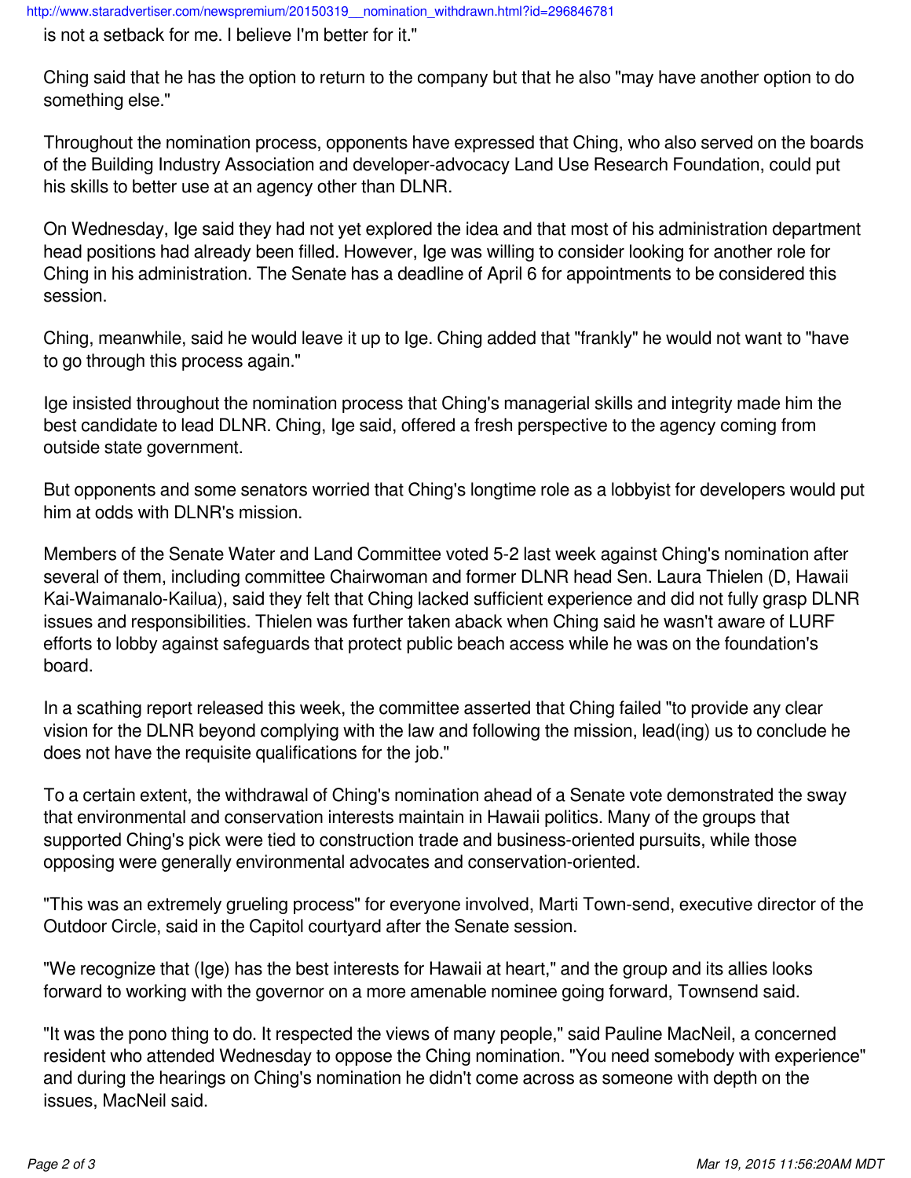is not a setback for me. I believe I'm better for it."

Ching said that he has the option to return to the company but that he also "may have another option to do something else."

Throughout the nomination process, opponents have expressed that Ching, who also served on the boards of the Building Industry Association and developer-advocacy Land Use Research Foundation, could put his skills to better use at an agency other than DLNR.

On Wednesday, Ige said they had not yet explored the idea and that most of his administration department head positions had already been filled. However, Ige was willing to consider looking for another role for Ching in his administration. The Senate has a deadline of April 6 for appointments to be considered this session.

Ching, meanwhile, said he would leave it up to Ige. Ching added that "frankly" he would not want to "have to go through this process again."

Ige insisted throughout the nomination process that Ching's managerial skills and integrity made him the best candidate to lead DLNR. Ching, Ige said, offered a fresh perspective to the agency coming from outside state government.

But opponents and some senators worried that Ching's longtime role as a lobbyist for developers would put him at odds with DLNR's mission.

Members of the Senate Water and Land Committee voted 5-2 last week against Ching's nomination after several of them, including committee Chairwoman and former DLNR head Sen. Laura Thielen (D, Hawaii Kai-Waimanalo-Kailua), said they felt that Ching lacked sufficient experience and did not fully grasp DLNR issues and responsibilities. Thielen was further taken aback when Ching said he wasn't aware of LURF efforts to lobby against safeguards that protect public beach access while he was on the foundation's board.

In a scathing report released this week, the committee asserted that Ching failed "to provide any clear vision for the DLNR beyond complying with the law and following the mission, lead(ing) us to conclude he does not have the requisite qualifications for the job."

To a certain extent, the withdrawal of Ching's nomination ahead of a Senate vote demonstrated the sway that environmental and conservation interests maintain in Hawaii politics. Many of the groups that supported Ching's pick were tied to construction trade and business-oriented pursuits, while those opposing were generally environmental advocates and conservation-oriented.

"This was an extremely grueling process" for everyone involved, Marti Town-send, executive director of the Outdoor Circle, said in the Capitol courtyard after the Senate session.

"We recognize that (Ige) has the best interests for Hawaii at heart," and the group and its allies looks forward to working with the governor on a more amenable nominee going forward, Townsend said.

"It was the pono thing to do. It respected the views of many people," said Pauline MacNeil, a concerned resident who attended Wednesday to oppose the Ching nomination. "You need somebody with experience" and during the hearings on Ching's nomination he didn't come across as someone with depth on the issues, MacNeil said.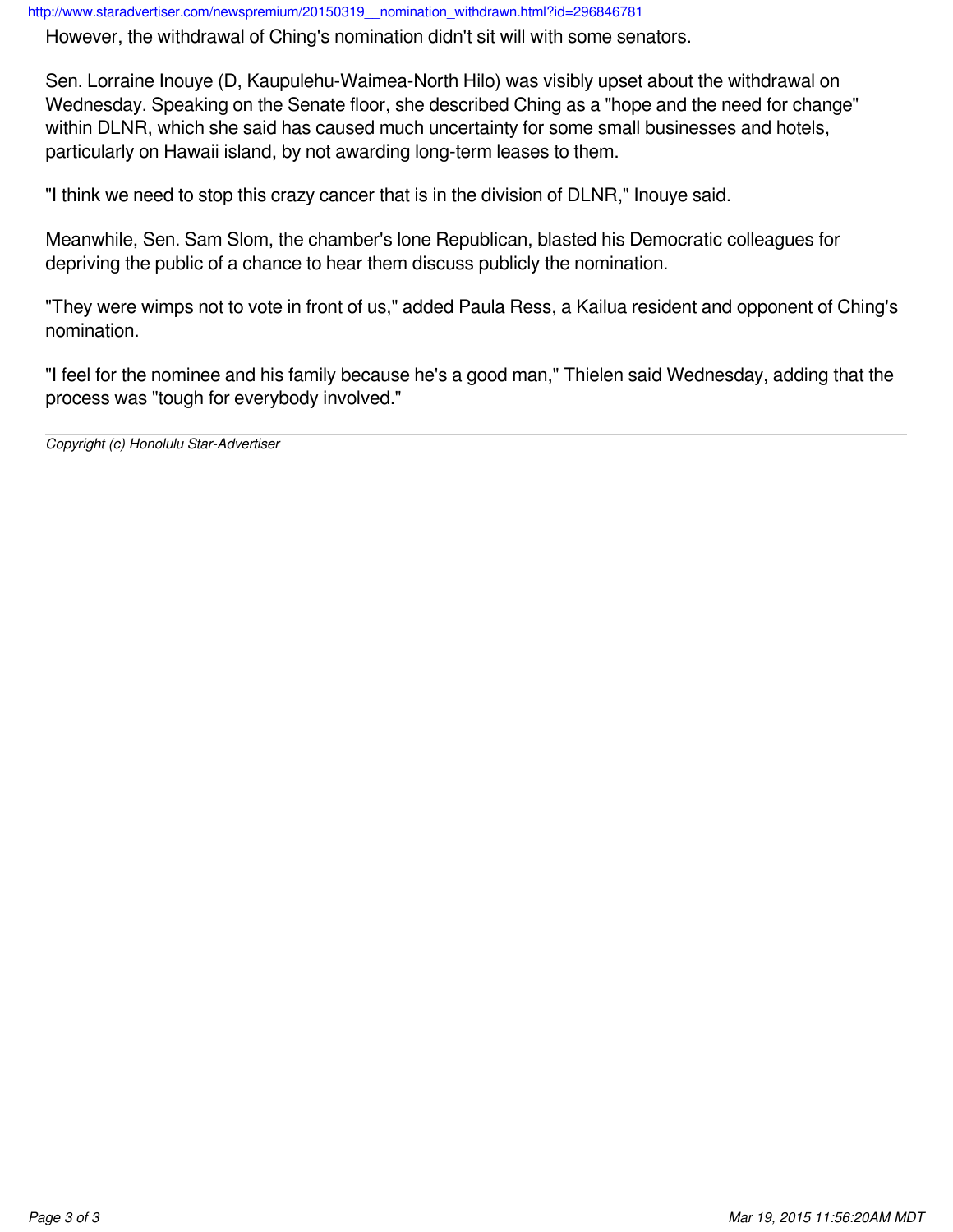However, the withdrawal of Ching's nomination didn't sit will with some senators.

Sen. Lorraine Inouye (D, Kaupulehu-Waimea-North Hilo) was visibly upset about the withdrawal on Wednesday. Speaking on the Senate floor, she described Ching as a "hope and the need for change" within DLNR, which she said has caused much uncertainty for some small businesses and hotels, particularly on Hawaii island, by not awarding long-term leases to them.

"I think we need to stop this crazy cancer that is in the division of DLNR," Inouye said.

Meanwhile, Sen. Sam Slom, the chamber's lone Republican, blasted his Democratic colleagues for depriving the public of a chance to hear them discuss publicly the nomination.

"They were wimps not to vote in front of us," added Paula Ress, a Kailua resident and opponent of Ching's nomination.

"I feel for the nominee and his family because he's a good man," Thielen said Wednesday, adding that the process was "tough for everybody involved."

---

*Copyright (c) Honolulu Star-Advertiser*